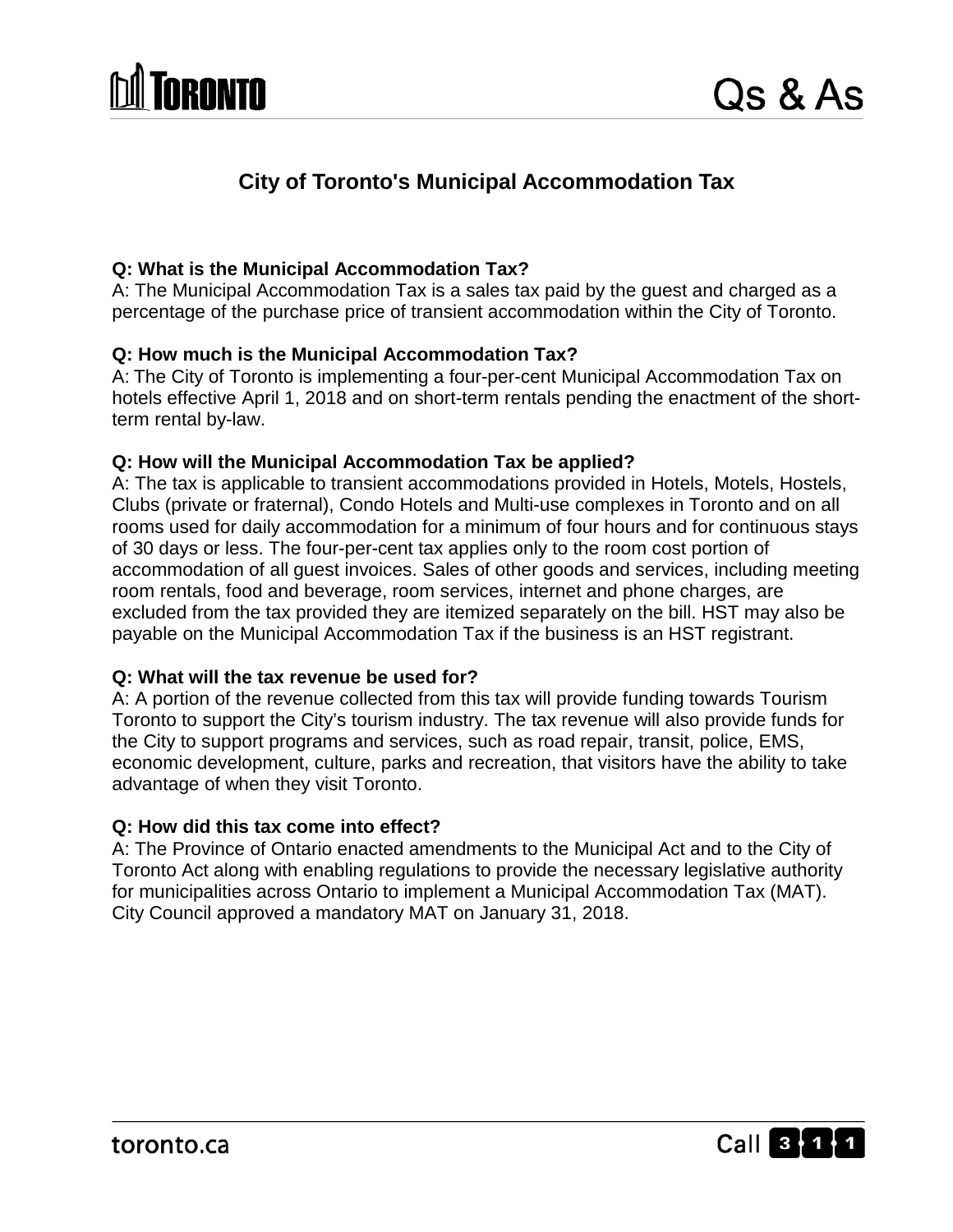# City of Toronto's Municipal Accommodation Tax

**Q: What is the Municipal Accommodation Tax?**
A: The Municipal Accommodation Tax is a sales tax paid by the guest and charged as a percentage of the purchase price of transient accommodation within the City of Toronto.

**Q: How much is the Municipal Accommodation Tax?**
A: The City of Toronto is implementing a four-per-cent Municipal Accommodation Tax on hotels effective April 1, 2018 and on short-term rentals pending the enactment of the short-term rental by-law.

**Q: How will the Municipal Accommodation Tax be applied?**
A: The tax is applicable to transient accommodations provided in Hotels, Motels, Hostels, Clubs (private or fraternal), Condo Hotels and Multi-use complexes in Toronto and on all rooms used for daily accommodation for a minimum of four hours and for continuous stays of 30 days or less. The four-per-cent tax applies only to the room cost portion of accommodation of all guest invoices. Sales of other goods and services, including meeting room rentals, food and beverage, room services, internet and phone charges, are excluded from the tax provided they are itemized separately on the bill. HST may also be payable on the Municipal Accommodation Tax if the business is an HST registrant.

**Q: What will the tax revenue be used for?**
A: A portion of the revenue collected from this tax will provide funding towards Tourism Toronto to support the City's tourism industry. The tax revenue will also provide funds for the City to support programs and services, such as road repair, transit, police, EMS, economic development, culture, parks and recreation, that visitors have the ability to take advantage of when they visit Toronto.

**Q: How did this tax come into effect?**
A: The Province of Ontario enacted amendments to the Municipal Act and to the City of Toronto Act along with enabling regulations to provide the necessary legislative authority for municipalities across Ontario to implement a Municipal Accommodation Tax (MAT). City Council approved a mandatory MAT on January 31, 2018.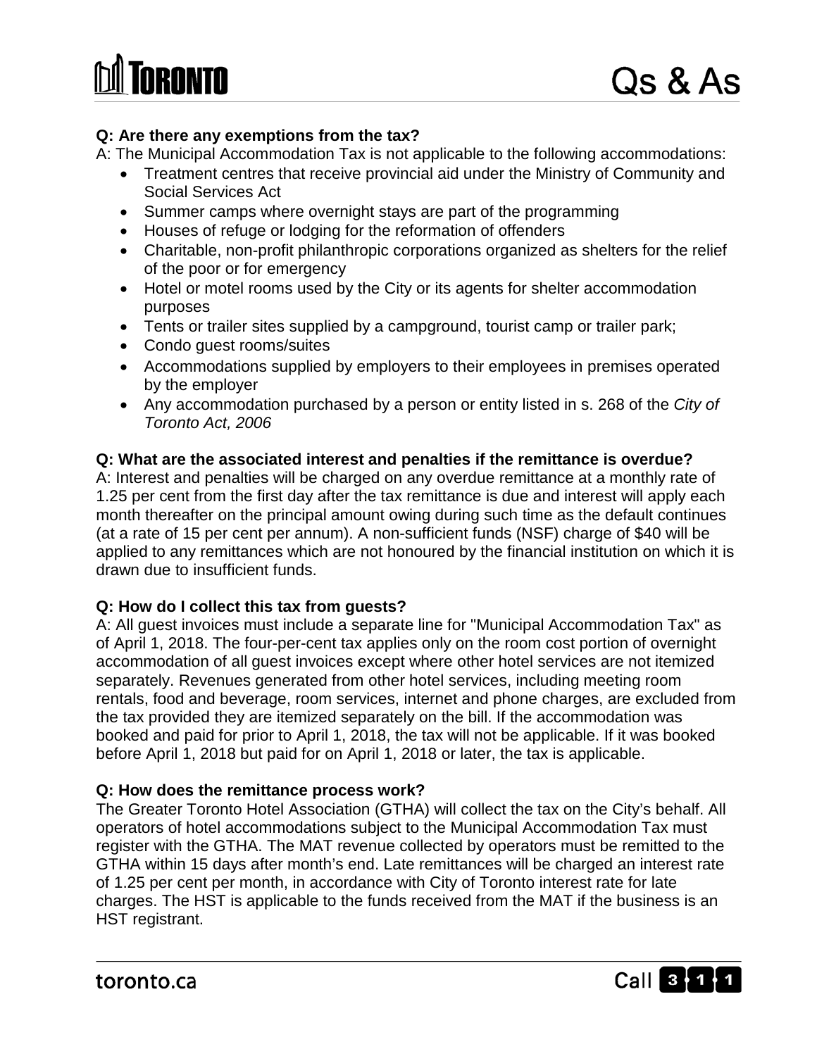**Q: Are there any exemptions from the tax?**

A: The Municipal Accommodation Tax is not applicable to the following accommodations:

- Treatment centres that receive provincial aid under the Ministry of Community and Social Services Act
- Summer camps where overnight stays are part of the programming
- Houses of refuge or lodging for the reformation of offenders
- Charitable, non-profit philanthropic corporations organized as shelters for the relief of the poor or for emergency
- Hotel or motel rooms used by the City or its agents for shelter accommodation purposes
- Tents or trailer sites supplied by a campground, tourist camp or trailer park;
- Condo guest rooms/suites
- Accommodations supplied by employers to their employees in premises operated by the employer
- Any accommodation purchased by a person or entity listed in s. 268 of the *City of Toronto Act, 2006*

**Q: What are the associated interest and penalties if the remittance is overdue?**

A: Interest and penalties will be charged on any overdue remittance at a monthly rate of 1.25 per cent from the first day after the tax remittance is due and interest will apply each month thereafter on the principal amount owing during such time as the default continues (at a rate of 15 per cent per annum). A non-sufficient funds (NSF) charge of $40 will be applied to any remittances which are not honoured by the financial institution on which it is drawn due to insufficient funds.

**Q: How do I collect this tax from guests?**

A: All guest invoices must include a separate line for "Municipal Accommodation Tax" as of April 1, 2018. The four-per-cent tax applies only on the room cost portion of overnight accommodation of all guest invoices except where other hotel services are not itemized separately. Revenues generated from other hotel services, including meeting room rentals, food and beverage, room services, internet and phone charges, are excluded from the tax provided they are itemized separately on the bill. If the accommodation was booked and paid for prior to April 1, 2018, the tax will not be applicable. If it was booked before April 1, 2018 but paid for on April 1, 2018 or later, the tax is applicable.

**Q: How does the remittance process work?**

The Greater Toronto Hotel Association (GTHA) will collect the tax on the City's behalf. All operators of hotel accommodations subject to the Municipal Accommodation Tax must register with the GTHA. The MAT revenue collected by operators must be remitted to the GTHA within 15 days after month's end. Late remittances will be charged an interest rate of 1.25 per cent per month, in accordance with City of Toronto interest rate for late charges. The HST is applicable to the funds received from the MAT if the business is an HST registrant.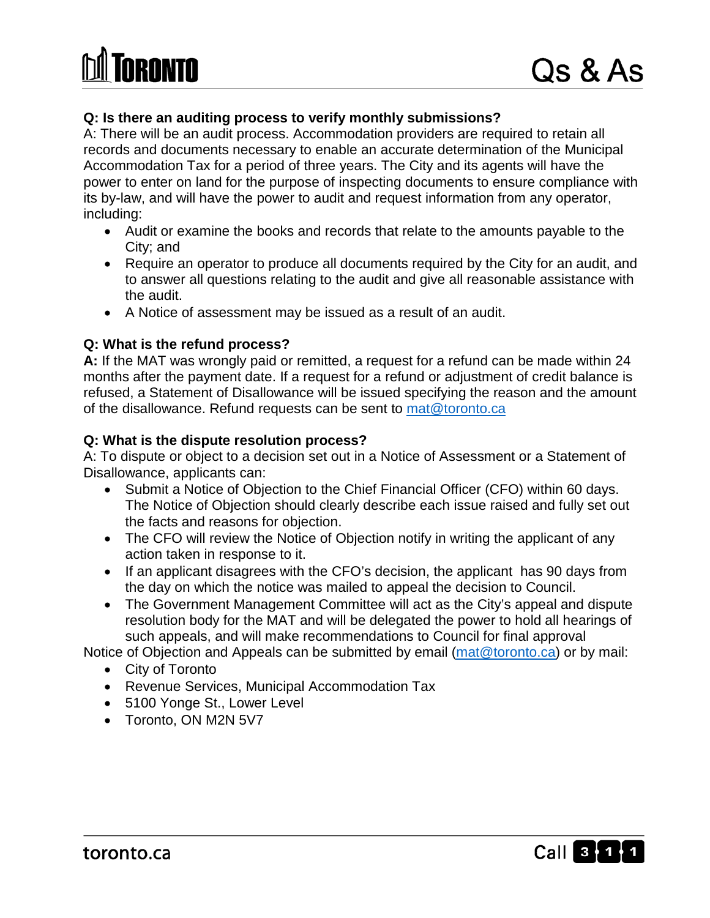**Q: Is there an auditing process to verify monthly submissions?**
A: There will be an audit process. Accommodation providers are required to retain all records and documents necessary to enable an accurate determination of the Municipal Accommodation Tax for a period of three years. The City and its agents will have the power to enter on land for the purpose of inspecting documents to ensure compliance with its by-law, and will have the power to audit and request information from any operator, including:

- Audit or examine the books and records that relate to the amounts payable to the City; and
- Require an operator to produce all documents required by the City for an audit, and to answer all questions relating to the audit and give all reasonable assistance with the audit.
- A Notice of assessment may be issued as a result of an audit.

**Q: What is the refund process?**
**A:** If the MAT was wrongly paid or remitted, a request for a refund can be made within 24 months after the payment date. If a request for a refund or adjustment of credit balance is refused, a Statement of Disallowance will be issued specifying the reason and the amount of the disallowance. Refund requests can be sent to mat@toronto.ca

**Q: What is the dispute resolution process?**
A: To dispute or object to a decision set out in a Notice of Assessment or a Statement of Disallowance, applicants can:

- Submit a Notice of Objection to the Chief Financial Officer (CFO) within 60 days. The Notice of Objection should clearly describe each issue raised and fully set out the facts and reasons for objection.
- The CFO will review the Notice of Objection notify in writing the applicant of any action taken in response to it.
- If an applicant disagrees with the CFO's decision, the applicant has 90 days from the day on which the notice was mailed to appeal the decision to Council.
- The Government Management Committee will act as the City's appeal and dispute resolution body for the MAT and will be delegated the power to hold all hearings of such appeals, and will make recommendations to Council for final approval

Notice of Objection and Appeals can be submitted by email (mat@toronto.ca) or by mail:

- City of Toronto
- Revenue Services, Municipal Accommodation Tax
- 5100 Yonge St., Lower Level
- Toronto, ON M2N 5V7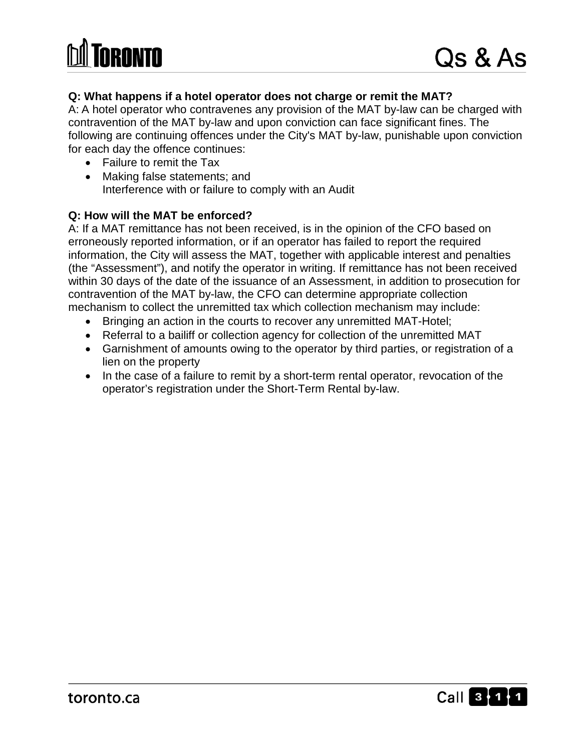**Q: What happens if a hotel operator does not charge or remit the MAT?**
A: A hotel operator who contravenes any provision of the MAT by-law can be charged with contravention of the MAT by-law and upon conviction can face significant fines. The following are continuing offences under the City's MAT by-law, punishable upon conviction for each day the offence continues:

- Failure to remit the Tax
- Making false statements; and
  Interference with or failure to comply with an Audit

**Q: How will the MAT be enforced?**
A: If a MAT remittance has not been received, is in the opinion of the CFO based on erroneously reported information, or if an operator has failed to report the required information, the City will assess the MAT, together with applicable interest and penalties (the "Assessment"), and notify the operator in writing. If remittance has not been received within 30 days of the date of the issuance of an Assessment, in addition to prosecution for contravention of the MAT by-law, the CFO can determine appropriate collection mechanism to collect the unremitted tax which collection mechanism may include:

- Bringing an action in the courts to recover any unremitted MAT-Hotel;
- Referral to a bailiff or collection agency for collection of the unremitted MAT
- Garnishment of amounts owing to the operator by third parties, or registration of a lien on the property
- In the case of a failure to remit by a short-term rental operator, revocation of the operator's registration under the Short-Term Rental by-law.